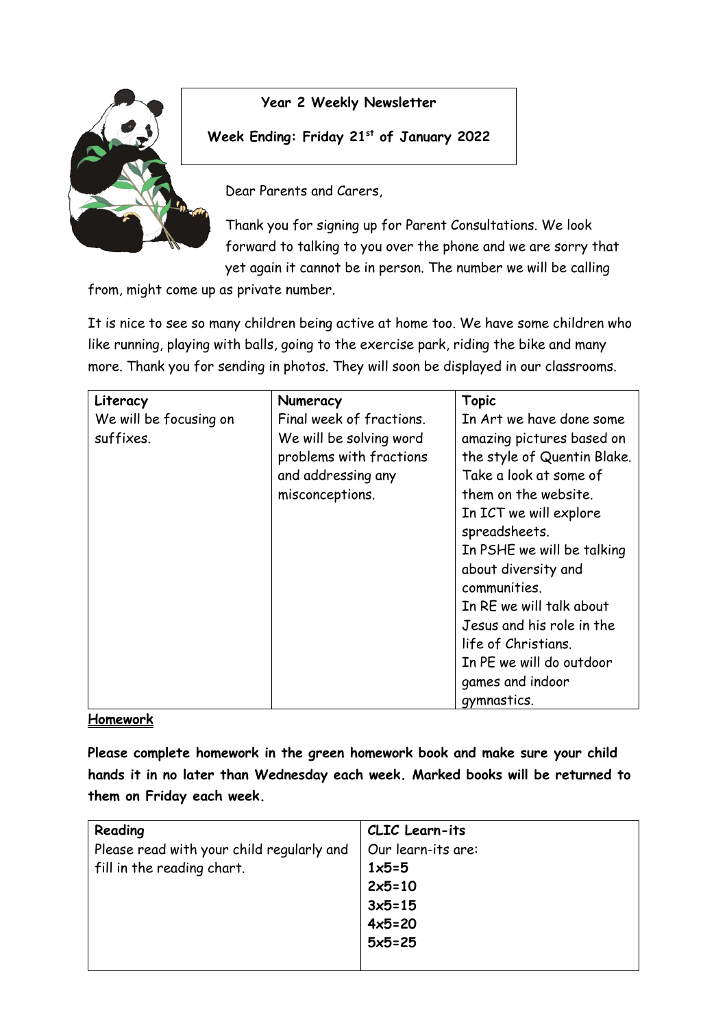**Year 2 Weekly Newsletter**

**Week Ending: Friday 21st of January 2022**

Dear Parents and Carers,

Thank you for signing up for Parent Consultations. We look forward to talking to you over the phone and we are sorry that yet again it cannot be in person. The number we will be calling from, might come up as private number.

It is nice to see so many children being active at home too. We have some children who like running, playing with balls, going to the exercise park, riding the bike and many more. Thank you for sending in photos. They will soon be displayed in our classrooms.

| Literacy | Numeracy | Topic |
|---|---|---|
| We will be focusing on suffixes. | Final week of fractions. We will be solving word problems with fractions and addressing any misconceptions. | In Art we have done some amazing pictures based on the style of Quentin Blake. Take a look at some of them on the website. In ICT we will explore spreadsheets. In PSHE we will be talking about diversity and communities. In RE we will talk about Jesus and his role in the life of Christians. In PE we will do outdoor games and indoor gymnastics. |

**Homework**

**Please complete homework in the green homework book and make sure your child hands it in no later than Wednesday each week. Marked books will be returned to them on Friday each week.**

| Reading | CLIC Learn-its |
|---|---|
| Please read with your child regularly and fill in the reading chart. | Our learn-its are:<br>**1x5=5**<br>**2x5=10**<br>**3x5=15**<br>**4x5=20**<br>**5x5=25** |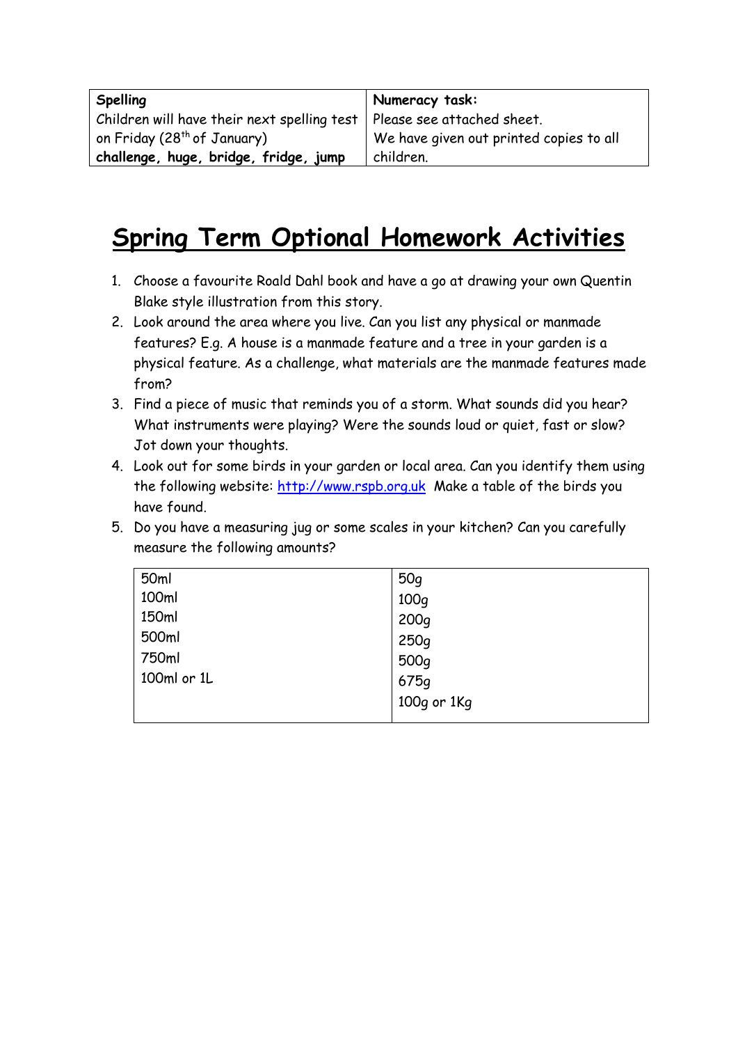| Spelling | Numeracy task: |
|---|---|
| Children will have their next spelling test on Friday (28th of January)<br>**challenge, huge, bridge, fridge, jump** | Please see attached sheet.<br>We have given out printed copies to all children. |

# Spring Term Optional Homework Activities

1. Choose a favourite Roald Dahl book and have a go at drawing your own Quentin Blake style illustration from this story.
2. Look around the area where you live. Can you list any physical or manmade features? E.g. A house is a manmade feature and a tree in your garden is a physical feature. As a challenge, what materials are the manmade features made from?
3. Find a piece of music that reminds you of a storm. What sounds did you hear? What instruments were playing? Were the sounds loud or quiet, fast or slow? Jot down your thoughts.
4. Look out for some birds in your garden or local area. Can you identify them using the following website: [http://www.rspb.org.uk](http://www.rspb.org.uk) Make a table of the birds you have found.
5. Do you have a measuring jug or some scales in your kitchen? Can you carefully measure the following amounts?

| | |
|---|---|
| 50ml<br>100ml<br>150ml<br>500ml<br>750ml<br>100ml or 1L | 50g<br>100g<br>200g<br>250g<br>500g<br>675g<br>100g or 1Kg |